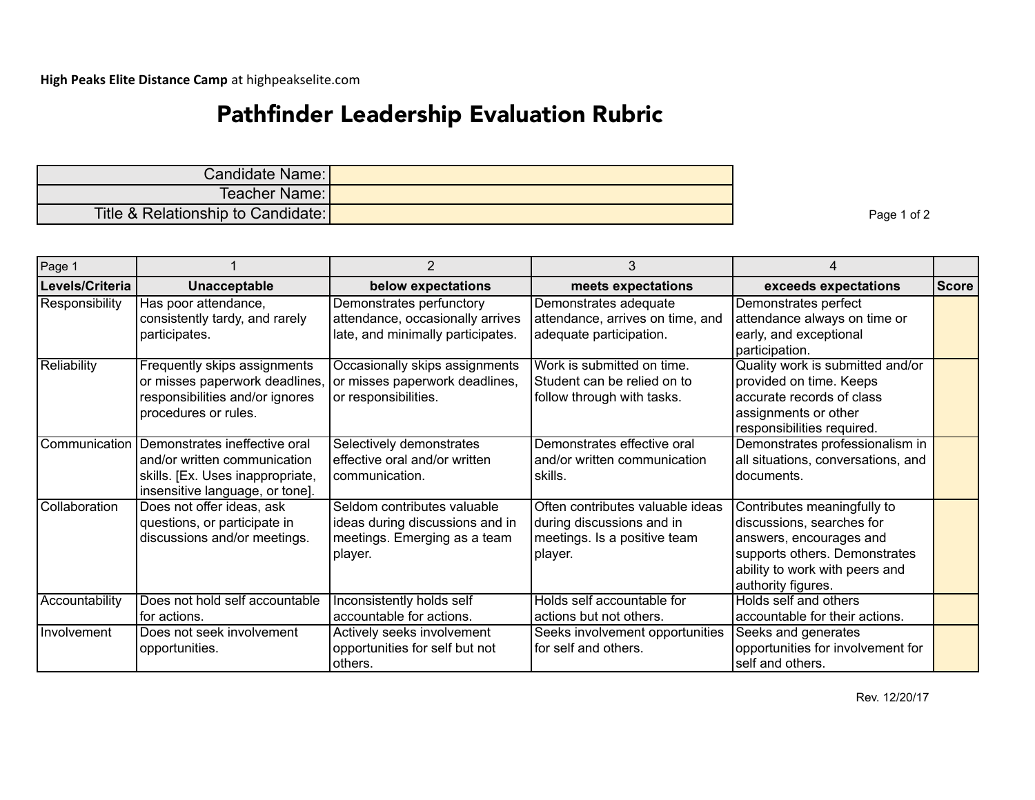**High Peaks Elite Distance Camp** at highpeakselite.com

# Pathfinder Leadership Evaluation Rubric

| | |
|---|---|
| Candidate Name: | |
| Teacher Name: | |
| Title & Relationship to Candidate: | |

| Page 1 | 1 | 2 | 3 | 4 | |
|---|---|---|---|---|---|
| **Levels/Criteria** | **Unacceptable** | **below expectations** | **meets expectations** | **exceeds expectations** | **Score** |
| Responsibility | Has poor attendance, consistently tardy, and rarely participates. | Demonstrates perfunctory attendance, occasionally arrives late, and minimally participates. | Demonstrates adequate attendance, arrives on time, and adequate participation. | Demonstrates perfect attendance always on time or early, and exceptional participation. | |
| Reliability | Frequently skips assignments or misses paperwork deadlines, responsibilities and/or ignores procedures or rules. | Occasionally skips assignments or misses paperwork deadlines, or responsibilities. | Work is submitted on time. Student can be relied on to follow through with tasks. | Quality work is submitted and/or provided on time. Keeps accurate records of class assignments or other responsibilities required. | |
| Communication | Demonstrates ineffective oral and/or written communication skills. [Ex. Uses inappropriate, insensitive language, or tone]. | Selectively demonstrates effective oral and/or written communication. | Demonstrates effective oral and/or written communication skills. | Demonstrates professionalism in all situations, conversations, and documents. | |
| Collaboration | Does not offer ideas, ask questions, or participate in discussions and/or meetings. | Seldom contributes valuable ideas during discussions and in meetings. Emerging as a team player. | Often contributes valuable ideas during discussions and in meetings. Is a positive team player. | Contributes meaningfully to discussions, searches for answers, encourages and supports others. Demonstrates ability to work with peers and authority figures. | |
| Accountability | Does not hold self accountable for actions. | Inconsistently holds self accountable for actions. | Holds self accountable for actions but not others. | Holds self and others accountable for their actions. | |
| Involvement | Does not seek involvement opportunities. | Actively seeks involvement opportunities for self but not others. | Seeks involvement opportunities for self and others. | Seeks and generates opportunities for involvement for self and others. | |

Rev. 12/20/17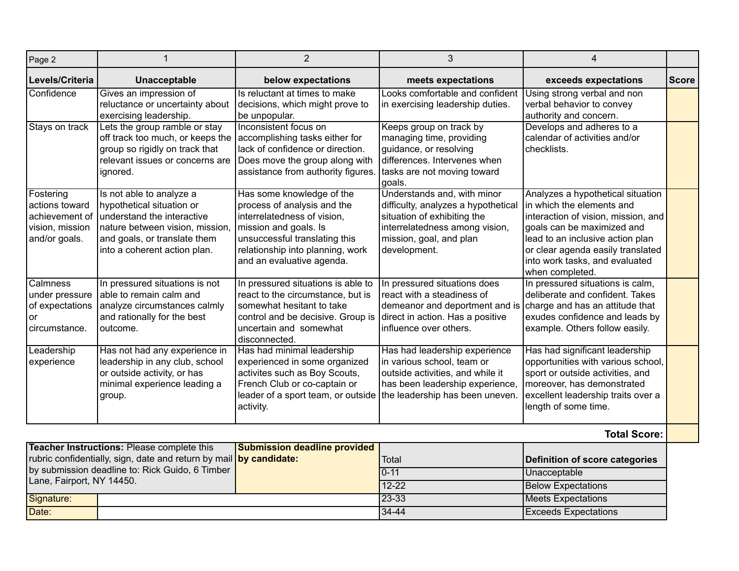| Page 2 | 1 | 2 | 3 | 4 | |
|---|---|---|---|---|---|
| **Levels/Criteria** | **Unacceptable** | **below expectations** | **meets expectations** | **exceeds expectations** | **Score** |
| Confidence | Gives an impression of reluctance or uncertainty about exercising leadership. | Is reluctant at times to make decisions, which might prove to be unpopular. | Looks comfortable and confident in exercising leadership duties. | Using strong verbal and non verbal behavior to convey authority and concern. | |
| Stays on track | Lets the group ramble or stay off track too much, or keeps the group so rigidly on track that relevant issues or concerns are ignored. | Inconsistent focus on accomplishing tasks either for lack of confidence or direction. Does move the group along with assistance from authority figures. | Keeps group on track by managing time, providing guidance, or resolving differences. Intervenes when tasks are not moving toward goals. | Develops and adheres to a calendar of activities and/or checklists. | |
| Fostering actions toward achievement of vision, mission and/or goals. | Is not able to analyze a hypothetical situation or understand the interactive nature between vision, mission, and goals, or translate them into a coherent action plan. | Has some knowledge of the process of analysis and the interrelatedness of vision, mission and goals. Is unsuccessful translating this relationship into planning, work and an evaluative agenda. | Understands and, with minor difficulty, analyzes a hypothetical situation of exhibiting the interrelatedness among vision, mission, goal, and plan development. | Analyzes a hypothetical situation in which the elements and interaction of vision, mission, and goals can be maximized and lead to an inclusive action plan or clear agenda easily translated into work tasks, and evaluated when completed. | |
| Calmness under pressure of expectations or circumstance. | In pressured situations is not able to remain calm and analyze circumstances calmly and rationally for the best outcome. | In pressured situations is able to react to the circumstance, but is somewhat hesitant to take control and be decisive. Group is uncertain and somewhat disconnected. | In pressured situations does react with a steadiness of demeanor and deportment and is direct in action. Has a positive influence over others. | In pressured situations is calm, deliberate and confident. Takes charge and has an attitude that exudes confidence and leads by example. Others follow easily. | |
| Leadership experience | Has not had any experience in leadership in any club, school or outside activity, or has minimal experience leading a group. | Has had minimal leadership experienced in some organized activites such as Boy Scouts, French Club or co-captain or leader of a sport team, or outside activity. | Has had leadership experience in various school, team or outside activities, and while it has been leadership experience, the leadership has been uneven. | Has had significant leadership opportunities with various school, sport or outside activities, and moreover, has demonstrated excellent leadership traits over a length of some time. | |
| | | | | **Total Score:** | |

| | | | |
|---|---|---|---|
| **Teacher Instructions:** Please complete this rubric confidentially, sign, date and return by mail by submission deadline to: Rick Guido, 6 Timber Lane, Fairport, NY 14450. | **Submission deadline provided by candidate:** | Total | **Definition of score categories** |
| | | 0-11 | Unacceptable |
| | | 12-22 | Below Expectations |
| Signature: | | 23-33 | Meets Expectations |
| Date: | | 34-44 | Exceeds Expectations |